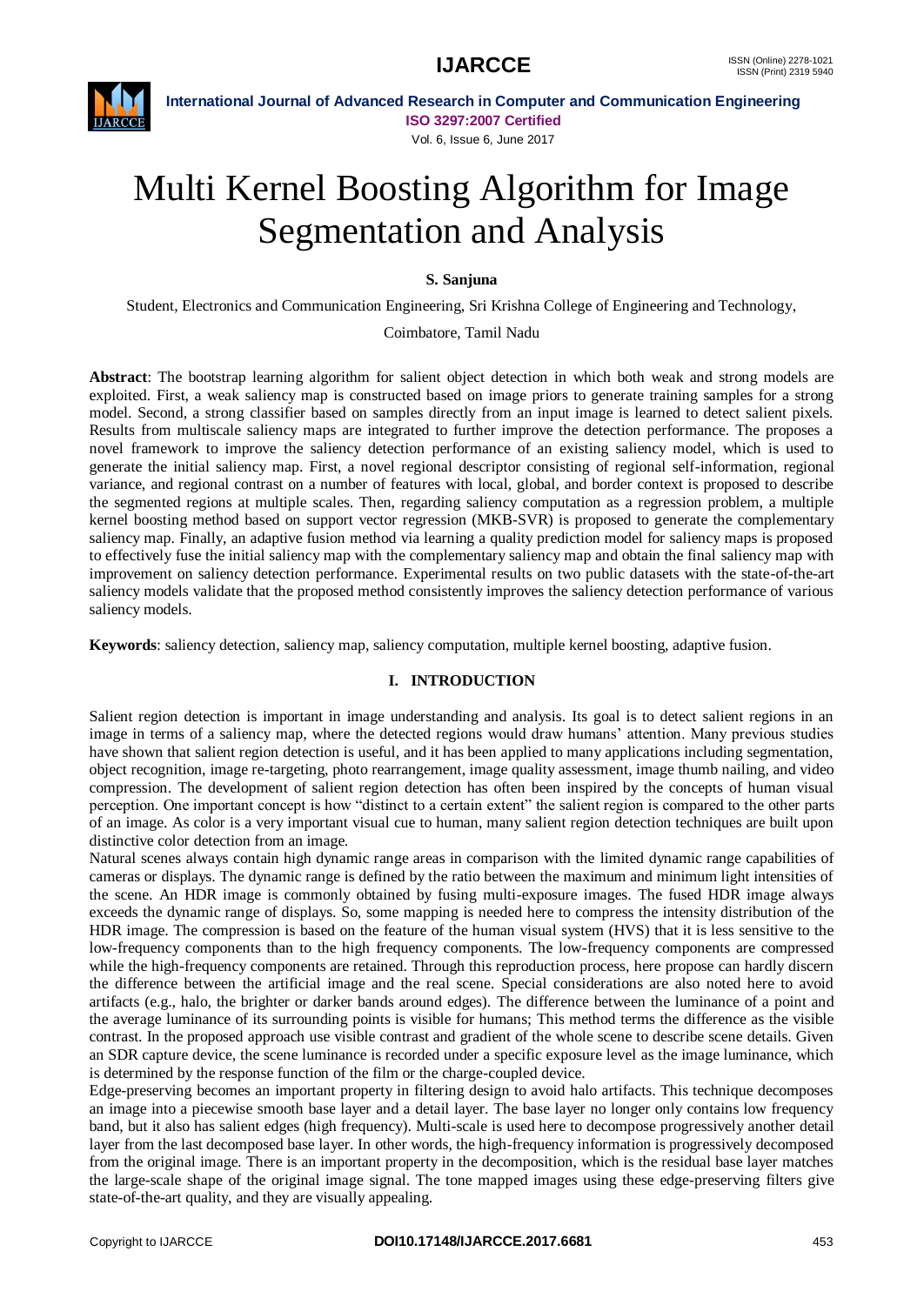# Multi Kernel Boosting Algorithm for Image Segmentation and Analysis

**S. Sanjuna**

Student, Electronics and Communication Engineering, Sri Krishna College of Engineering and Technology,

Coimbatore, Tamil Nadu

**Abstract**: The bootstrap learning algorithm for salient object detection in which both weak and strong models are exploited. First, a weak saliency map is constructed based on image priors to generate training samples for a strong model. Second, a strong classifier based on samples directly from an input image is learned to detect salient pixels. Results from multiscale saliency maps are integrated to further improve the detection performance. The proposes a novel framework to improve the saliency detection performance of an existing saliency model, which is used to generate the initial saliency map. First, a novel regional descriptor consisting of regional self-information, regional variance, and regional contrast on a number of features with local, global, and border context is proposed to describe the segmented regions at multiple scales. Then, regarding saliency computation as a regression problem, a multiple kernel boosting method based on support vector regression (MKB-SVR) is proposed to generate the complementary saliency map. Finally, an adaptive fusion method via learning a quality prediction model for saliency maps is proposed to effectively fuse the initial saliency map with the complementary saliency map and obtain the final saliency map with improvement on saliency detection performance. Experimental results on two public datasets with the state-of-the-art saliency models validate that the proposed method consistently improves the saliency detection performance of various saliency models.

**Keywords**: saliency detection, saliency map, saliency computation, multiple kernel boosting, adaptive fusion.

## I. INTRODUCTION

Salient region detection is important in image understanding and analysis. Its goal is to detect salient regions in an image in terms of a saliency map, where the detected regions would draw humans' attention. Many previous studies have shown that salient region detection is useful, and it has been applied to many applications including segmentation, object recognition, image re-targeting, photo rearrangement, image quality assessment, image thumb nailing, and video compression. The development of salient region detection has often been inspired by the concepts of human visual perception. One important concept is how "distinct to a certain extent" the salient region is compared to the other parts of an image. As color is a very important visual cue to human, many salient region detection techniques are built upon distinctive color detection from an image.

Natural scenes always contain high dynamic range areas in comparison with the limited dynamic range capabilities of cameras or displays. The dynamic range is defined by the ratio between the maximum and minimum light intensities of the scene. An HDR image is commonly obtained by fusing multi-exposure images. The fused HDR image always exceeds the dynamic range of displays. So, some mapping is needed here to compress the intensity distribution of the HDR image. The compression is based on the feature of the human visual system (HVS) that it is less sensitive to the low-frequency components than to the high frequency components. The low-frequency components are compressed while the high-frequency components are retained. Through this reproduction process, here propose can hardly discern the difference between the artificial image and the real scene. Special considerations are also noted here to avoid artifacts (e.g., halo, the brighter or darker bands around edges). The difference between the luminance of a point and the average luminance of its surrounding points is visible for humans; This method terms the difference as the visible contrast. In the proposed approach use visible contrast and gradient of the whole scene to describe scene details. Given an SDR capture device, the scene luminance is recorded under a specific exposure level as the image luminance, which is determined by the response function of the film or the charge-coupled device.

Edge-preserving becomes an important property in filtering design to avoid halo artifacts. This technique decomposes an image into a piecewise smooth base layer and a detail layer. The base layer no longer only contains low frequency band, but it also has salient edges (high frequency). Multi-scale is used here to decompose progressively another detail layer from the last decomposed base layer. In other words, the high-frequency information is progressively decomposed from the original image. There is an important property in the decomposition, which is the residual base layer matches the large-scale shape of the original image signal. The tone mapped images using these edge-preserving filters give state-of-the-art quality, and they are visually appealing.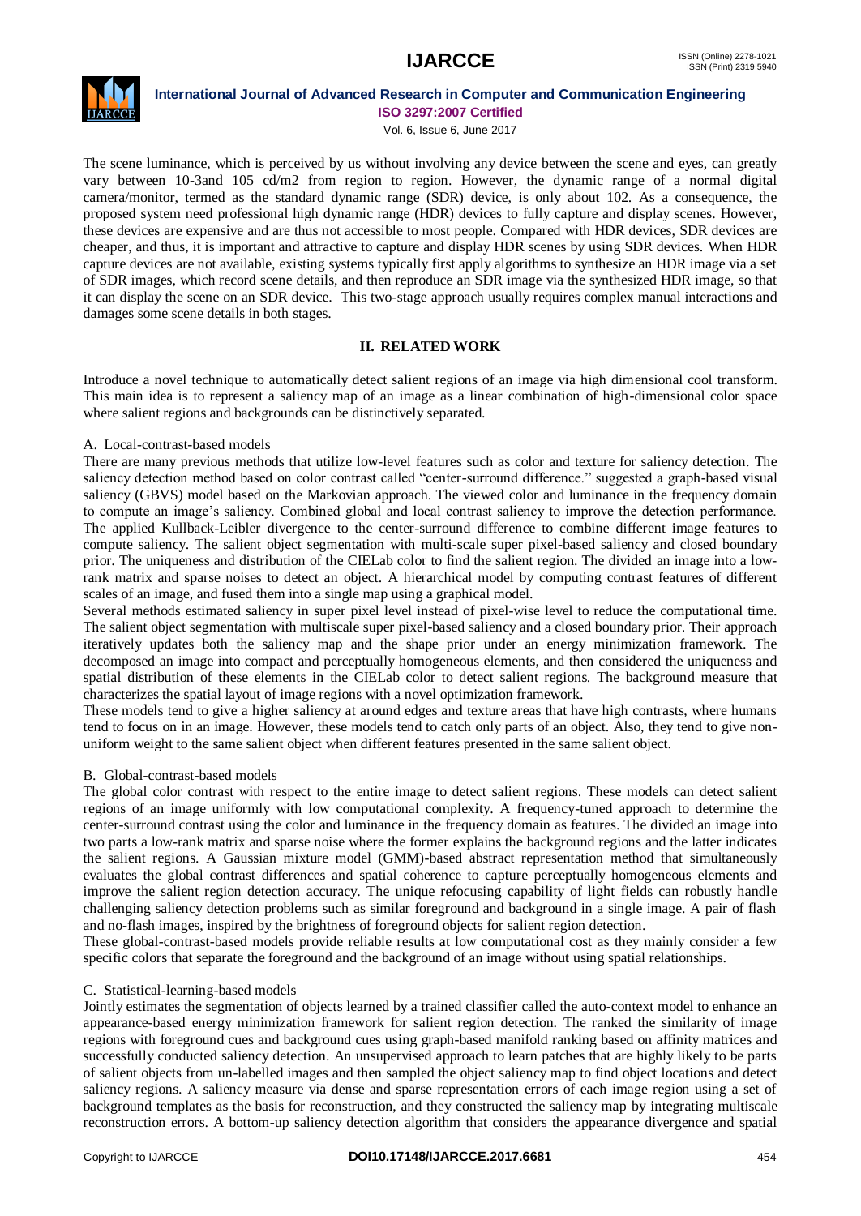The scene luminance, which is perceived by us without involving any device between the scene and eyes, can greatly vary between 10-3and 105 cd/m2 from region to region. However, the dynamic range of a normal digital camera/monitor, termed as the standard dynamic range (SDR) device, is only about 102. As a consequence, the proposed system need professional high dynamic range (HDR) devices to fully capture and display scenes. However, these devices are expensive and are thus not accessible to most people. Compared with HDR devices, SDR devices are cheaper, and thus, it is important and attractive to capture and display HDR scenes by using SDR devices. When HDR capture devices are not available, existing systems typically first apply algorithms to synthesize an HDR image via a set of SDR images, which record scene details, and then reproduce an SDR image via the synthesized HDR image, so that it can display the scene on an SDR device. This two-stage approach usually requires complex manual interactions and damages some scene details in both stages.

## II. RELATED WORK

Introduce a novel technique to automatically detect salient regions of an image via high dimensional cool transform. This main idea is to represent a saliency map of an image as a linear combination of high-dimensional color space where salient regions and backgrounds can be distinctively separated.

### A. Local-contrast-based models

There are many previous methods that utilize low-level features such as color and texture for saliency detection. The saliency detection method based on color contrast called "center-surround difference." suggested a graph-based visual saliency (GBVS) model based on the Markovian approach. The viewed color and luminance in the frequency domain to compute an image's saliency. Combined global and local contrast saliency to improve the detection performance. The applied Kullback-Leibler divergence to the center-surround difference to combine different image features to compute saliency. The salient object segmentation with multi-scale super pixel-based saliency and closed boundary prior. The uniqueness and distribution of the CIELab color to find the salient region. The divided an image into a low-rank matrix and sparse noises to detect an object. A hierarchical model by computing contrast features of different scales of an image, and fused them into a single map using a graphical model.

Several methods estimated saliency in super pixel level instead of pixel-wise level to reduce the computational time. The salient object segmentation with multiscale super pixel-based saliency and a closed boundary prior. Their approach iteratively updates both the saliency map and the shape prior under an energy minimization framework. The decomposed an image into compact and perceptually homogeneous elements, and then considered the uniqueness and spatial distribution of these elements in the CIELab color to detect salient regions. The background measure that characterizes the spatial layout of image regions with a novel optimization framework.

These models tend to give a higher saliency at around edges and texture areas that have high contrasts, where humans tend to focus on in an image. However, these models tend to catch only parts of an object. Also, they tend to give non-uniform weight to the same salient object when different features presented in the same salient object.

### B. Global-contrast-based models

The global color contrast with respect to the entire image to detect salient regions. These models can detect salient regions of an image uniformly with low computational complexity. A frequency-tuned approach to determine the center-surround contrast using the color and luminance in the frequency domain as features. The divided an image into two parts a low-rank matrix and sparse noise where the former explains the background regions and the latter indicates the salient regions. A Gaussian mixture model (GMM)-based abstract representation method that simultaneously evaluates the global contrast differences and spatial coherence to capture perceptually homogeneous elements and improve the salient region detection accuracy. The unique refocusing capability of light fields can robustly handle challenging saliency detection problems such as similar foreground and background in a single image. A pair of flash and no-flash images, inspired by the brightness of foreground objects for salient region detection.

These global-contrast-based models provide reliable results at low computational cost as they mainly consider a few specific colors that separate the foreground and the background of an image without using spatial relationships.

### C. Statistical-learning-based models

Jointly estimates the segmentation of objects learned by a trained classifier called the auto-context model to enhance an appearance-based energy minimization framework for salient region detection. The ranked the similarity of image regions with foreground cues and background cues using graph-based manifold ranking based on affinity matrices and successfully conducted saliency detection. An unsupervised approach to learn patches that are highly likely to be parts of salient objects from un-labelled images and then sampled the object saliency map to find object locations and detect saliency regions. A saliency measure via dense and sparse representation errors of each image region using a set of background templates as the basis for reconstruction, and they constructed the saliency map by integrating multiscale reconstruction errors. A bottom-up saliency detection algorithm that considers the appearance divergence and spatial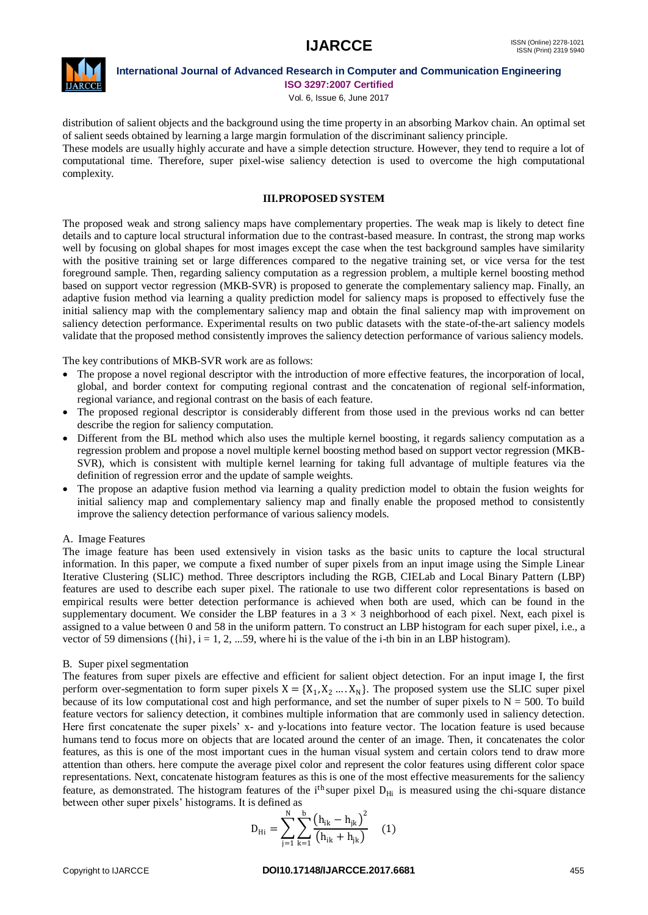distribution of salient objects and the background using the time property in an absorbing Markov chain. An optimal set of salient seeds obtained by learning a large margin formulation of the discriminant saliency principle.

These models are usually highly accurate and have a simple detection structure. However, they tend to require a lot of computational time. Therefore, super pixel-wise saliency detection is used to overcome the high computational complexity.

## III.PROPOSED SYSTEM

The proposed weak and strong saliency maps have complementary properties. The weak map is likely to detect fine details and to capture local structural information due to the contrast-based measure. In contrast, the strong map works well by focusing on global shapes for most images except the case when the test background samples have similarity with the positive training set or large differences compared to the negative training set, or vice versa for the test foreground sample. Then, regarding saliency computation as a regression problem, a multiple kernel boosting method based on support vector regression (MKB-SVR) is proposed to generate the complementary saliency map. Finally, an adaptive fusion method via learning a quality prediction model for saliency maps is proposed to effectively fuse the initial saliency map with the complementary saliency map and obtain the final saliency map with improvement on saliency detection performance. Experimental results on two public datasets with the state-of-the-art saliency models validate that the proposed method consistently improves the saliency detection performance of various saliency models.

The key contributions of MKB-SVR work are as follows:

- The propose a novel regional descriptor with the introduction of more effective features, the incorporation of local, global, and border context for computing regional contrast and the concatenation of regional self-information, regional variance, and regional contrast on the basis of each feature.
- The proposed regional descriptor is considerably different from those used in the previous works nd can better describe the region for saliency computation.
- Different from the BL method which also uses the multiple kernel boosting, it regards saliency computation as a regression problem and propose a novel multiple kernel boosting method based on support vector regression (MKB-SVR), which is consistent with multiple kernel learning for taking full advantage of multiple features via the definition of regression error and the update of sample weights.
- The propose an adaptive fusion method via learning a quality prediction model to obtain the fusion weights for initial saliency map and complementary saliency map and finally enable the proposed method to consistently improve the saliency detection performance of various saliency models.

### A. Image Features

The image feature has been used extensively in vision tasks as the basic units to capture the local structural information. In this paper, we compute a fixed number of super pixels from an input image using the Simple Linear Iterative Clustering (SLIC) method. Three descriptors including the RGB, CIELab and Local Binary Pattern (LBP) features are used to describe each super pixel. The rationale to use two different color representations is based on empirical results were better detection performance is achieved when both are used, which can be found in the supplementary document. We consider the LBP features in a $3 \times 3$ neighborhood of each pixel. Next, each pixel is assigned to a value between 0 and 58 in the uniform pattern. To construct an LBP histogram for each super pixel, i.e., a vector of 59 dimensions ($\{hi\}$, $i = 1, 2, \ldots 59$, where hi is the value of the i-th bin in an LBP histogram).

### B. Super pixel segmentation

The features from super pixels are effective and efficient for salient object detection. For an input image I, the first perform over-segmentation to form super pixels $X = \{X_1, X_2 \ldots. X_N\}$. The proposed system use the SLIC super pixel because of its low computational cost and high performance, and set the number of super pixels to $N = 500$. To build feature vectors for saliency detection, it combines multiple information that are commonly used in saliency detection. Here first concatenate the super pixels' x- and y-locations into feature vector. The location feature is used because humans tend to focus more on objects that are located around the center of an image. Then, it concatenates the color features, as this is one of the most important cues in the human visual system and certain colors tend to draw more attention than others. here compute the average pixel color and represent the color features using different color space representations. Next, concatenate histogram features as this is one of the most effective measurements for the saliency feature, as demonstrated. The histogram features of the $i^{th}$ super pixel $D_{Hi}$ is measured using the chi-square distance between other super pixels' histograms. It is defined as

$$D_{Hi} = \sum_{j=1}^{N} \sum_{k=1}^{b} \frac{\left(h_{ik} - h_{jk}\right)^2}{\left(h_{ik} + h_{jk}\right)} \quad (1)$$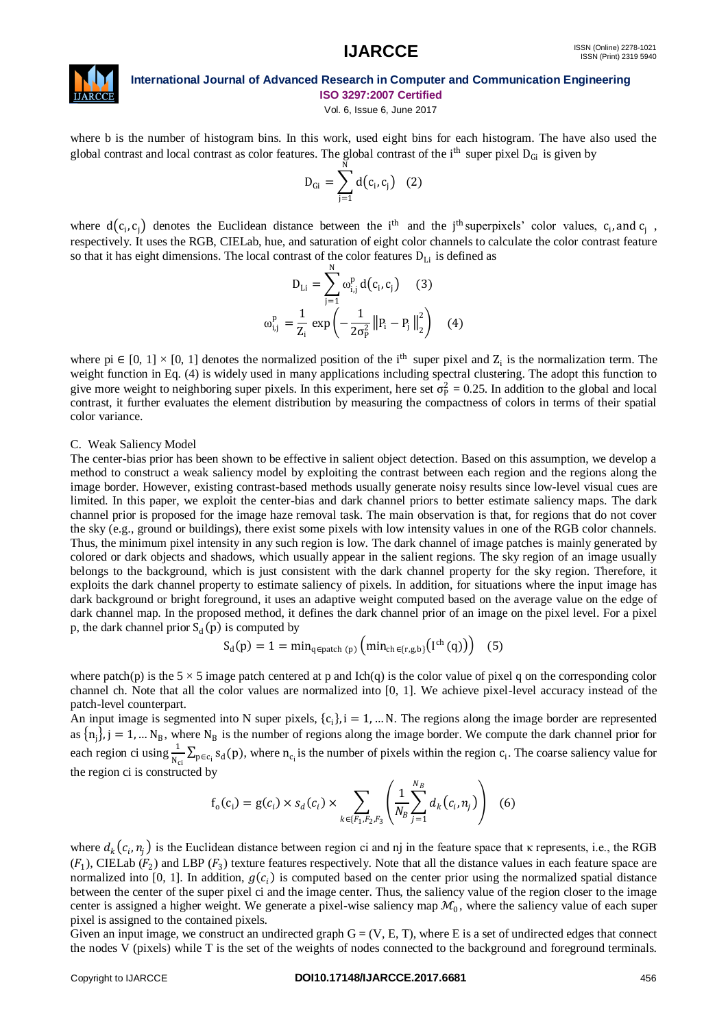where b is the number of histogram bins. In this work, used eight bins for each histogram. The have also used the global contrast and local contrast as color features. The global contrast of the $i^{th}$ super pixel $D_{Gi}$ is given by

$$D_{Gi} = \sum_{j=1}^{N} d(c_i, c_j) \quad (2)$$

where $d(c_i, c_j)$ denotes the Euclidean distance between the $i^{th}$ and the $j^{th}$ superpixels' color values, $c_i$, and $c_j$, respectively. It uses the RGB, CIELab, hue, and saturation of eight color channels to calculate the color contrast feature so that it has eight dimensions. The local contrast of the color features $D_{Li}$ is defined as

$$D_{Li} = \sum_{j=1}^{N} \omega_{i,j}^{p} d(c_i, c_j) \quad (3)$$

$$\omega_{i,j}^{p} = \frac{1}{Z_i} \exp\left(-\frac{1}{2\sigma_P^2} \left\|P_i - P_j\right\|_2^2\right) \quad (4)$$

where pi ∈ [0, 1] × [0, 1] denotes the normalized position of the $i^{th}$ super pixel and $Z_i$ is the normalization term. The weight function in Eq. (4) is widely used in many applications including spectral clustering. The adopt this function to give more weight to neighboring super pixels. In this experiment, here set $\sigma_P^2 = 0.25$. In addition to the global and local contrast, it further evaluates the element distribution by measuring the compactness of colors in terms of their spatial color variance.

C. Weak Saliency Model

The center-bias prior has been shown to be effective in salient object detection. Based on this assumption, we develop a method to construct a weak saliency model by exploiting the contrast between each region and the regions along the image border. However, existing contrast-based methods usually generate noisy results since low-level visual cues are limited. In this paper, we exploit the center-bias and dark channel priors to better estimate saliency maps. The dark channel prior is proposed for the image haze removal task. The main observation is that, for regions that do not cover the sky (e.g., ground or buildings), there exist some pixels with low intensity values in one of the RGB color channels. Thus, the minimum pixel intensity in any such region is low. The dark channel of image patches is mainly generated by colored or dark objects and shadows, which usually appear in the salient regions. The sky region of an image usually belongs to the background, which is just consistent with the dark channel property for the sky region. Therefore, it exploits the dark channel property to estimate saliency of pixels. In addition, for situations where the input image has dark background or bright foreground, it uses an adaptive weight computed based on the average value on the edge of dark channel map. In the proposed method, it defines the dark channel prior of an image on the pixel level. For a pixel p, the dark channel prior $S_d(p)$ is computed by

$$S_d(p) = 1 = \min_{q \in \text{patch }(p)} \left(\min_{ch \in \{r,g,b\}}\left(I^{ch}(q)\right)\right) \quad (5)$$

where patch(p) is the 5 × 5 image patch centered at p and Ich(q) is the color value of pixel q on the corresponding color channel ch. Note that all the color values are normalized into [0, 1]. We achieve pixel-level accuracy instead of the patch-level counterpart.

An input image is segmented into N super pixels, $\{c_i\}, i = 1, \ldots N$. The regions along the image border are represented as $\{n_j\}, j = 1, \ldots N_B$, where $N_B$ is the number of regions along the image border. We compute the dark channel prior for each region ci using $\frac{1}{N_{ci}} \sum_{p \in c_i} s_d(p)$, where $n_{c_i}$ is the number of pixels within the region $c_i$. The coarse saliency value for the region ci is constructed by

$$f_o(c_i) = g(c_i) \times s_d(c_i) \times \sum_{k \in \{F_1, F_2, F_3\}} \left(\frac{1}{N_B} \sum_{j=1}^{N_B} d_k(c_i, n_j)\right) \quad (6)$$

where $d_k(c_i, n_j)$ is the Euclidean distance between region ci and nj in the feature space that κ represents, i.e., the RGB ($F_1$), CIELab ($F_2$) and LBP ($F_3$) texture features respectively. Note that all the distance values in each feature space are normalized into [0, 1]. In addition, $g(c_i)$ is computed based on the center prior using the normalized spatial distance between the center of the super pixel ci and the image center. Thus, the saliency value of the region closer to the image center is assigned a higher weight. We generate a pixel-wise saliency map $\mathcal{M}_0$, where the saliency value of each super pixel is assigned to the contained pixels.

Given an input image, we construct an undirected graph G = (V, E, T), where E is a set of undirected edges that connect the nodes V (pixels) while T is the set of the weights of nodes connected to the background and foreground terminals.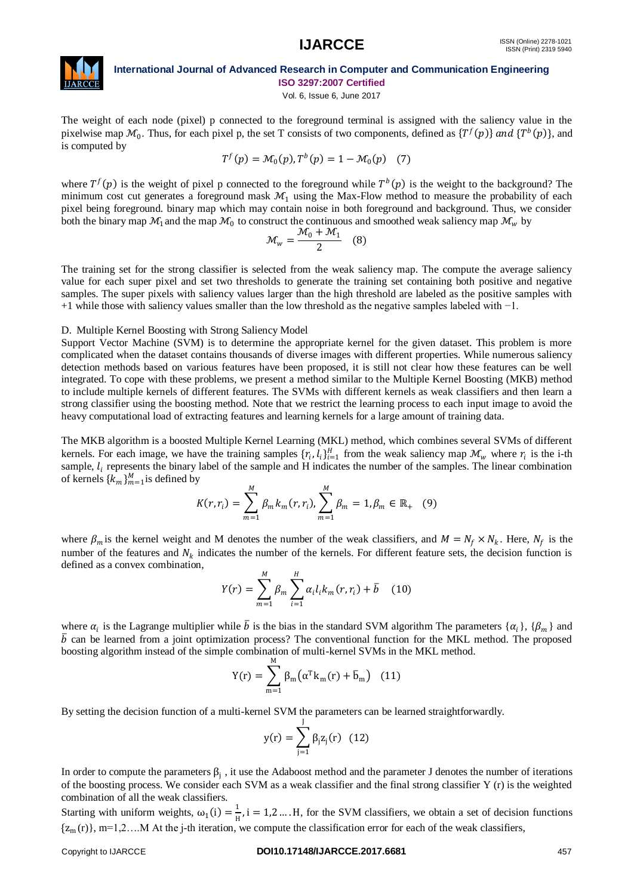The weight of each node (pixel) p connected to the foreground terminal is assigned with the saliency value in the pixelwise map $\mathcal{M}_0$. Thus, for each pixel p, the set T consists of two components, defined as $\{T^f(p)\}$ $and$ $\{T^b(p)\}$, and is computed by

$$T^f(p) = \mathcal{M}_0(p), T^b(p) = 1 - \mathcal{M}_0(p) \quad (7)$$

where $T^f(p)$ is the weight of pixel p connected to the foreground while $T^b(p)$ is the weight to the background? The minimum cost cut generates a foreground mask $\mathcal{M}_1$ using the Max-Flow method to measure the probability of each pixel being foreground. binary map which may contain noise in both foreground and background. Thus, we consider both the binary map $\mathcal{M}_1$ and the map $\mathcal{M}_0$ to construct the continuous and smoothed weak saliency map $\mathcal{M}_w$ by

$$\mathcal{M}_w = \frac{\mathcal{M}_0 + \mathcal{M}_1}{2} \quad (8)$$

The training set for the strong classifier is selected from the weak saliency map. The compute the average saliency value for each super pixel and set two thresholds to generate the training set containing both positive and negative samples. The super pixels with saliency values larger than the high threshold are labeled as the positive samples with +1 while those with saliency values smaller than the low threshold as the negative samples labeled with −1.

D. Multiple Kernel Boosting with Strong Saliency Model

Support Vector Machine (SVM) is to determine the appropriate kernel for the given dataset. This problem is more complicated when the dataset contains thousands of diverse images with different properties. While numerous saliency detection methods based on various features have been proposed, it is still not clear how these features can be well integrated. To cope with these problems, we present a method similar to the Multiple Kernel Boosting (MKB) method to include multiple kernels of different features. The SVMs with different kernels as weak classifiers and then learn a strong classifier using the boosting method. Note that we restrict the learning process to each input image to avoid the heavy computational load of extracting features and learning kernels for a large amount of training data.

The MKB algorithm is a boosted Multiple Kernel Learning (MKL) method, which combines several SVMs of different kernels. For each image, we have the training samples $\{r_i, l_i\}_{i=1}^{H}$ from the weak saliency map $\mathcal{M}_w$ where $r_i$ is the i-th sample, $l_i$ represents the binary label of the sample and H indicates the number of the samples. The linear combination of kernels $\{k_m\}_{m=1}^{M}$ is defined by

$$K(r, r_i) = \sum_{m=1}^{M} \beta_m k_m(r, r_i), \sum_{m=1}^{M} \beta_m = 1, \beta_m \in \mathbb{R}_+ \quad (9)$$

where $\beta_m$ is the kernel weight and M denotes the number of the weak classifiers, and $M = N_f \times N_k$. Here, $N_f$ is the number of the features and $N_k$ indicates the number of the kernels. For different feature sets, the decision function is defined as a convex combination,

$$Y(r) = \sum_{m=1}^{M} \beta_m \sum_{i=1}^{H} \alpha_i l_i k_m(r, r_i) + \bar{b} \quad (10)$$

where $\alpha_i$ is the Lagrange multiplier while $\bar{b}$ is the bias in the standard SVM algorithm The parameters $\{\alpha_i\}$, $\{\beta_m\}$ and $\bar{b}$ can be learned from a joint optimization process? The conventional function for the MKL method. The proposed boosting algorithm instead of the simple combination of multi-kernel SVMs in the MKL method.

$$Y(r) = \sum_{m=1}^{M} \beta_m \left(\alpha^T k_m(r) + \bar{b}_m\right) \quad (11)$$

By setting the decision function of a multi-kernel SVM the parameters can be learned straightforwardly.

$$y(r) = \sum_{j=1}^{J} \beta_j z_j(r) \quad (12)$$

In order to compute the parameters $\beta_j$ , it use the Adaboost method and the parameter J denotes the number of iterations of the boosting process. We consider each SVM as a weak classifier and the final strong classifier Y (r) is the weighted combination of all the weak classifiers.

Starting with uniform weights, $\omega_1(i) = \frac{1}{H}, i = 1,2 \ldots H$, for the SVM classifiers, we obtain a set of decision functions $\{z_m(r)\}$, m=1,2….M At the j-th iteration, we compute the classification error for each of the weak classifiers,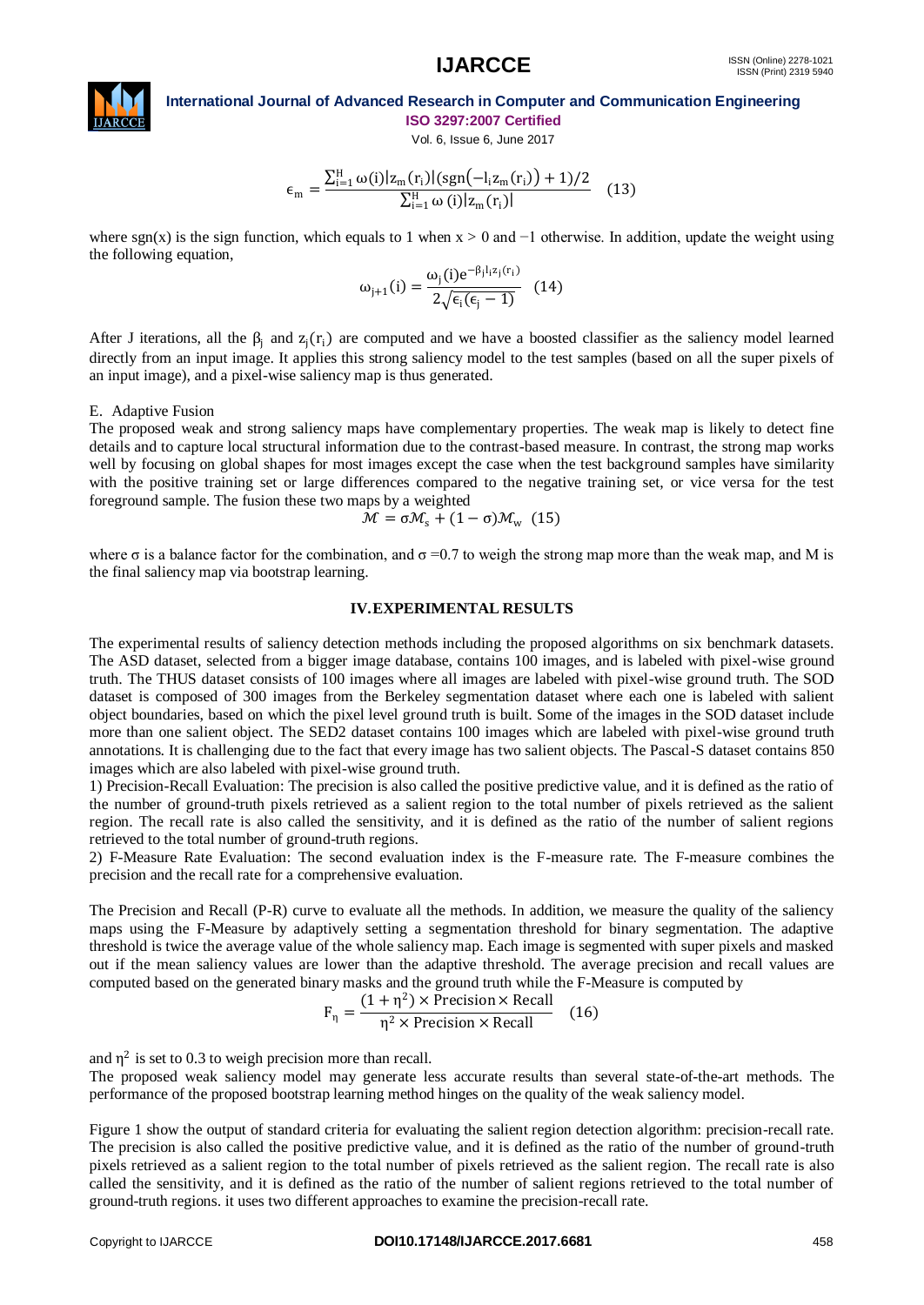$$\epsilon_m = \frac{\sum_{i=1}^{H} \omega(i)|z_m(r_i)|(\text{sgn}(-l_i z_m(r_i)) + 1)/2}{\sum_{i=1}^{H} \omega(i)|z_m(r_i)|} \quad (13)$$

where sgn(x) is the sign function, which equals to 1 when $x > 0$ and −1 otherwise. In addition, update the weight using the following equation,

$$\omega_{j+1}(i) = \frac{\omega_j(i) e^{-\beta_j l_i z_j(r_i)}}{2\sqrt{\epsilon_i(\epsilon_j - 1)}} \quad (14)$$

After J iterations, all the $\beta_j$ and $z_j(r_i)$ are computed and we have a boosted classifier as the saliency model learned directly from an input image. It applies this strong saliency model to the test samples (based on all the super pixels of an input image), and a pixel-wise saliency map is thus generated.

### E. Adaptive Fusion

The proposed weak and strong saliency maps have complementary properties. The weak map is likely to detect fine details and to capture local structural information due to the contrast-based measure. In contrast, the strong map works well by focusing on global shapes for most images except the case when the test background samples have similarity with the positive training set or large differences compared to the negative training set, or vice versa for the test foreground sample. The fusion these two maps by a weighted

$$\mathcal{M} = \sigma\mathcal{M}_s + (1 - \sigma)\mathcal{M}_w \quad (15)$$

where σ is a balance factor for the combination, and σ =0.7 to weigh the strong map more than the weak map, and M is the final saliency map via bootstrap learning.

## IV. EXPERIMENTAL RESULTS

The experimental results of saliency detection methods including the proposed algorithms on six benchmark datasets. The ASD dataset, selected from a bigger image database, contains 100 images, and is labeled with pixel-wise ground truth. The THUS dataset consists of 100 images where all images are labeled with pixel-wise ground truth. The SOD dataset is composed of 300 images from the Berkeley segmentation dataset where each one is labeled with salient object boundaries, based on which the pixel level ground truth is built. Some of the images in the SOD dataset include more than one salient object. The SED2 dataset contains 100 images which are labeled with pixel-wise ground truth annotations. It is challenging due to the fact that every image has two salient objects. The Pascal-S dataset contains 850 images which are also labeled with pixel-wise ground truth.

1) Precision-Recall Evaluation: The precision is also called the positive predictive value, and it is defined as the ratio of the number of ground-truth pixels retrieved as a salient region to the total number of pixels retrieved as the salient region. The recall rate is also called the sensitivity, and it is defined as the ratio of the number of salient regions retrieved to the total number of ground-truth regions.

2) F-Measure Rate Evaluation: The second evaluation index is the F-measure rate. The F-measure combines the precision and the recall rate for a comprehensive evaluation.

The Precision and Recall (P-R) curve to evaluate all the methods. In addition, we measure the quality of the saliency maps using the F-Measure by adaptively setting a segmentation threshold for binary segmentation. The adaptive threshold is twice the average value of the whole saliency map. Each image is segmented with super pixels and masked out if the mean saliency values are lower than the adaptive threshold. The average precision and recall values are computed based on the generated binary masks and the ground truth while the F-Measure is computed by

$$F_\eta = \frac{(1 + \eta^2) \times \text{Precision} \times \text{Recall}}{\eta^2 \times \text{Precision} \times \text{Recall}} \quad (16)$$

and $\eta^2$ is set to 0.3 to weigh precision more than recall.

The proposed weak saliency model may generate less accurate results than several state-of-the-art methods. The performance of the proposed bootstrap learning method hinges on the quality of the weak saliency model.

Figure 1 show the output of standard criteria for evaluating the salient region detection algorithm: precision-recall rate. The precision is also called the positive predictive value, and it is defined as the ratio of the number of ground-truth pixels retrieved as a salient region to the total number of pixels retrieved as the salient region. The recall rate is also called the sensitivity, and it is defined as the ratio of the number of salient regions retrieved to the total number of ground-truth regions. it uses two different approaches to examine the precision-recall rate.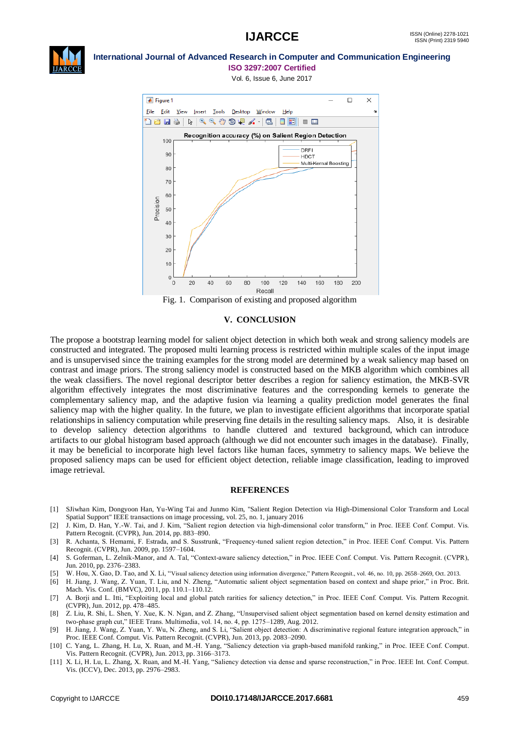Figure 1

File Edit View Insert Tools Desktop Window Help

Recognition accuracy (%) on Salient Region Detection

DRFI
HDCT
Multi-Kernal Boosting

Precision

100
90
80
70
60
50
40
30
20
10
0

0 20 40 60 80 100 120 140 160 180 200

Recall

Fig. 1. Comparison of existing and proposed algorithm

## V. CONCLUSION

The propose a bootstrap learning model for salient object detection in which both weak and strong saliency models are constructed and integrated. The proposed multi learning process is restricted within multiple scales of the input image and is unsupervised since the training examples for the strong model are determined by a weak saliency map based on contrast and image priors. The strong saliency model is constructed based on the MKB algorithm which combines all the weak classifiers. The novel regional descriptor better describes a region for saliency estimation, the MKB-SVR algorithm effectively integrates the most discriminative features and the corresponding kernels to generate the complementary saliency map, and the adaptive fusion via learning a quality prediction model generates the final saliency map with the higher quality. In the future, we plan to investigate efficient algorithms that incorporate spatial relationships in saliency computation while preserving fine details in the resulting saliency maps. Also, it is desirable to develop saliency detection algorithms to handle cluttered and textured background, which can introduce artifacts to our global histogram based approach (although we did not encounter such images in the database). Finally, it may be beneficial to incorporate high level factors like human faces, symmetry to saliency maps. We believe the proposed saliency maps can be used for efficient object detection, reliable image classification, leading to improved image retrieval.

## REFERENCES

[1] SJiwhan Kim, Dongyoon Han, Yu-Wing Tai and Junmo Kim, "Salient Region Detection via High-Dimensional Color Transform and Local Spatial Support" IEEE transactions on image processing, vol. 25, no. 1, january 2016

[2] J. Kim, D. Han, Y.-W. Tai, and J. Kim, "Salient region detection via high-dimensional color transform," in Proc. IEEE Conf. Comput. Vis. Pattern Recognit. (CVPR), Jun. 2014, pp. 883–890.

[3] R. Achanta, S. Hemami, F. Estrada, and S. Susstrunk, "Frequency-tuned salient region detection," in Proc. IEEE Conf. Comput. Vis. Pattern Recognit. (CVPR), Jun. 2009, pp. 1597–1604.

[4] S. Goferman, L. Zelnik-Manor, and A. Tal, "Context-aware saliency detection," in Proc. IEEE Conf. Comput. Vis. Pattern Recognit. (CVPR), Jun. 2010, pp. 2376–2383.

[5] W. Hou, X. Gao, D. Tao, and X. Li, "Visual saliency detection using information divergence," Pattern Recognit., vol. 46, no. 10, pp. 2658–2669, Oct. 2013.

[6] H. Jiang, J. Wang, Z. Yuan, T. Liu, and N. Zheng, "Automatic salient object segmentation based on context and shape prior," in Proc. Brit. Mach. Vis. Conf. (BMVC), 2011, pp. 110.1–110.12.

[7] A. Borji and L. Itti, "Exploiting local and global patch rarities for saliency detection," in Proc. IEEE Conf. Comput. Vis. Pattern Recognit. (CVPR), Jun. 2012, pp. 478–485.

[8] Z. Liu, R. Shi, L. Shen, Y. Xue, K. N. Ngan, and Z. Zhang, "Unsupervised salient object segmentation based on kernel density estimation and two-phase graph cut," IEEE Trans. Multimedia, vol. 14, no. 4, pp. 1275–1289, Aug. 2012.

[9] H. Jiang, J. Wang, Z. Yuan, Y. Wu, N. Zheng, and S. Li, "Salient object detection: A discriminative regional feature integration approach," in Proc. IEEE Conf. Comput. Vis. Pattern Recognit. (CVPR), Jun. 2013, pp. 2083–2090.

[10] C. Yang, L. Zhang, H. Lu, X. Ruan, and M.-H. Yang, "Saliency detection via graph-based manifold ranking," in Proc. IEEE Conf. Comput. Vis. Pattern Recognit. (CVPR), Jun. 2013, pp. 3166–3173.

[11] X. Li, H. Lu, L. Zhang, X. Ruan, and M.-H. Yang, "Saliency detection via dense and sparse reconstruction," in Proc. IEEE Int. Conf. Comput. Vis. (ICCV), Dec. 2013, pp. 2976–2983.